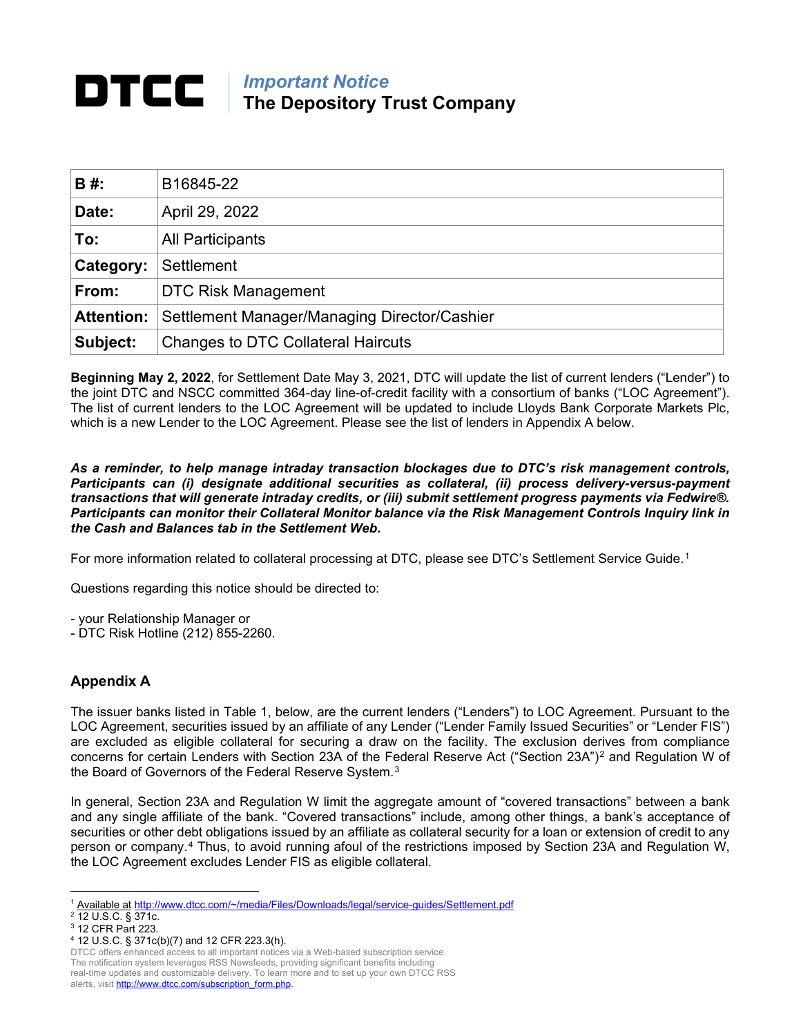# DTCC

## Important Notice
## The Depository Trust Company

| B #: | B16845-22 |
|---|---|
| Date: | April 29, 2022 |
| To: | All Participants |
| Category: | Settlement |
| From: | DTC Risk Management |
| Attention: | Settlement Manager/Managing Director/Cashier |
| Subject: | Changes to DTC Collateral Haircuts |

**Beginning May 2, 2022**, for Settlement Date May 3, 2021, DTC will update the list of current lenders ("Lender") to the joint DTC and NSCC committed 364-day line-of-credit facility with a consortium of banks ("LOC Agreement"). The list of current lenders to the LOC Agreement will be updated to include Lloyds Bank Corporate Markets Plc, which is a new Lender to the LOC Agreement. Please see the list of lenders in Appendix A below.

***As a reminder, to help manage intraday transaction blockages due to DTC's risk management controls, Participants can (i) designate additional securities as collateral, (ii) process delivery-versus-payment transactions that will generate intraday credits, or (iii) submit settlement progress payments via Fedwire®. Participants can monitor their Collateral Monitor balance via the Risk Management Controls Inquiry link in the Cash and Balances tab in the Settlement Web.***

For more information related to collateral processing at DTC, please see DTC's Settlement Service Guide.[1]

Questions regarding this notice should be directed to:

- your Relationship Manager or
- DTC Risk Hotline (212) 855-2260.

### Appendix A

The issuer banks listed in Table 1, below, are the current lenders ("Lenders") to LOC Agreement. Pursuant to the LOC Agreement, securities issued by an affiliate of any Lender ("Lender Family Issued Securities" or "Lender FIS") are excluded as eligible collateral for securing a draw on the facility. The exclusion derives from compliance concerns for certain Lenders with Section 23A of the Federal Reserve Act ("Section 23A")[2] and Regulation W of the Board of Governors of the Federal Reserve System.[3]

In general, Section 23A and Regulation W limit the aggregate amount of "covered transactions" between a bank and any single affiliate of the bank. "Covered transactions" include, among other things, a bank's acceptance of securities or other debt obligations issued by an affiliate as collateral security for a loan or extension of credit to any person or company.[4] Thus, to avoid running afoul of the restrictions imposed by Section 23A and Regulation W, the LOC Agreement excludes Lender FIS as eligible collateral.

---

[1] Available at http://www.dtcc.com/~/media/Files/Downloads/legal/service-guides/Settlement.pdf

[2] 12 U.S.C. § 371c.

[3] 12 CFR Part 223.

[4] 12 U.S.C. § 371c(b)(7) and 12 CFR 223.3(h).

DTCC offers enhanced access to all important notices via a Web-based subscription service. The notification system leverages RSS Newsfeeds, providing significant benefits including real-time updates and customizable delivery. To learn more and to set up your own DTCC RSS alerts, visit http://www.dtcc.com/subscription_form.php.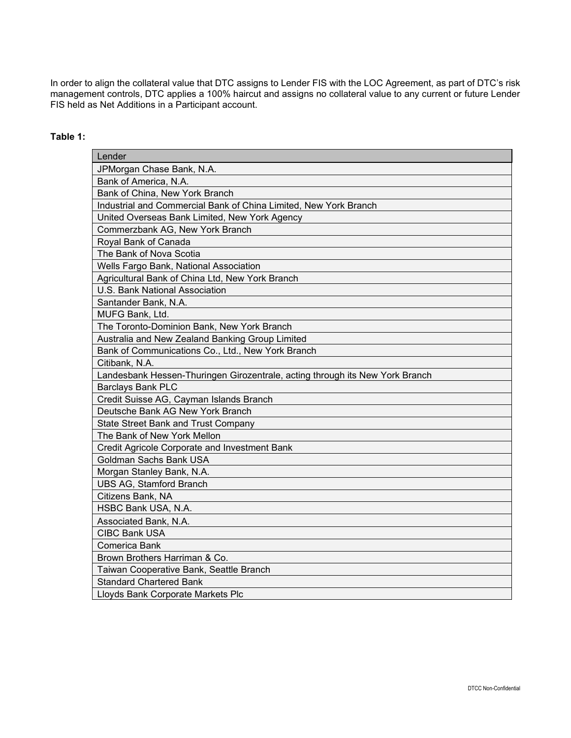In order to align the collateral value that DTC assigns to Lender FIS with the LOC Agreement, as part of DTC's risk management controls, DTC applies a 100% haircut and assigns no collateral value to any current or future Lender FIS held as Net Additions in a Participant account.

**Table 1:**

| Lender |
| --- |
| JPMorgan Chase Bank, N.A. |
| Bank of America, N.A. |
| Bank of China, New York Branch |
| Industrial and Commercial Bank of China Limited, New York Branch |
| United Overseas Bank Limited, New York Agency |
| Commerzbank AG, New York Branch |
| Royal Bank of Canada |
| The Bank of Nova Scotia |
| Wells Fargo Bank, National Association |
| Agricultural Bank of China Ltd, New York Branch |
| U.S. Bank National Association |
| Santander Bank, N.A. |
| MUFG Bank, Ltd. |
| The Toronto-Dominion Bank, New York Branch |
| Australia and New Zealand Banking Group Limited |
| Bank of Communications Co., Ltd., New York Branch |
| Citibank, N.A. |
| Landesbank Hessen-Thuringen Girozentrale, acting through its New York Branch |
| Barclays Bank PLC |
| Credit Suisse AG, Cayman Islands Branch |
| Deutsche Bank AG New York Branch |
| State Street Bank and Trust Company |
| The Bank of New York Mellon |
| Credit Agricole Corporate and Investment Bank |
| Goldman Sachs Bank USA |
| Morgan Stanley Bank, N.A. |
| UBS AG, Stamford Branch |
| Citizens Bank, NA |
| HSBC Bank USA, N.A. |
| Associated Bank, N.A. |
| CIBC Bank USA |
| Comerica Bank |
| Brown Brothers Harriman & Co. |
| Taiwan Cooperative Bank, Seattle Branch |
| Standard Chartered Bank |
| Lloyds Bank Corporate Markets Plc |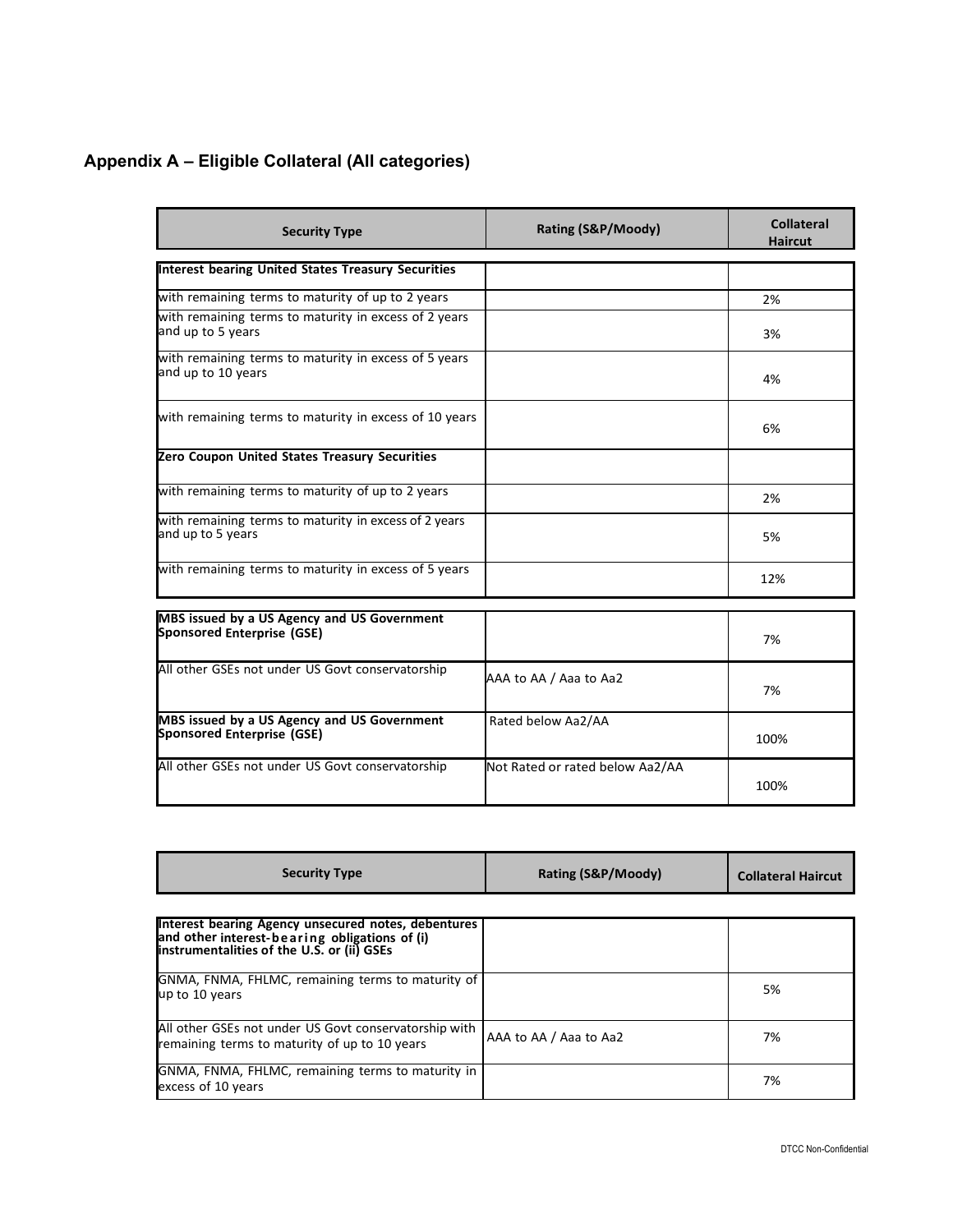## Appendix A – Eligible Collateral (All categories)

| Security Type | Rating (S&P/Moody) | Collateral Haircut |
|---|---|---|
| **Interest bearing United States Treasury Securities** | | |
| with remaining terms to maturity of up to 2 years | | 2% |
| with remaining terms to maturity in excess of 2 years and up to 5 years | | 3% |
| with remaining terms to maturity in excess of 5 years and up to 10 years | | 4% |
| with remaining terms to maturity in excess of 10 years | | 6% |
| **Zero Coupon United States Treasury Securities** | | |
| with remaining terms to maturity of up to 2 years | | 2% |
| with remaining terms to maturity in excess of 2 years and up to 5 years | | 5% |
| with remaining terms to maturity in excess of 5 years | | 12% |
| **MBS issued by a US Agency and US Government Sponsored Enterprise (GSE)** | | 7% |
| All other GSEs not under US Govt conservatorship | AAA to AA / Aaa to Aa2 | 7% |
| **MBS issued by a US Agency and US Government Sponsored Enterprise (GSE)** | Rated below Aa2/AA | 100% |
| All other GSEs not under US Govt conservatorship | Not Rated or rated below Aa2/AA | 100% |

| Security Type | Rating (S&P/Moody) | Collateral Haircut |
|---|---|---|
| **Interest bearing Agency unsecured notes, debentures and other interest-bearing obligations of (i) instrumentalities of the U.S. or (ii) GSEs** | | |
| GNMA, FNMA, FHLMC, remaining terms to maturity of up to 10 years | | 5% |
| All other GSEs not under US Govt conservatorship with remaining terms to maturity of up to 10 years | AAA to AA / Aaa to Aa2 | 7% |
| GNMA, FNMA, FHLMC, remaining terms to maturity in excess of 10 years | | 7% |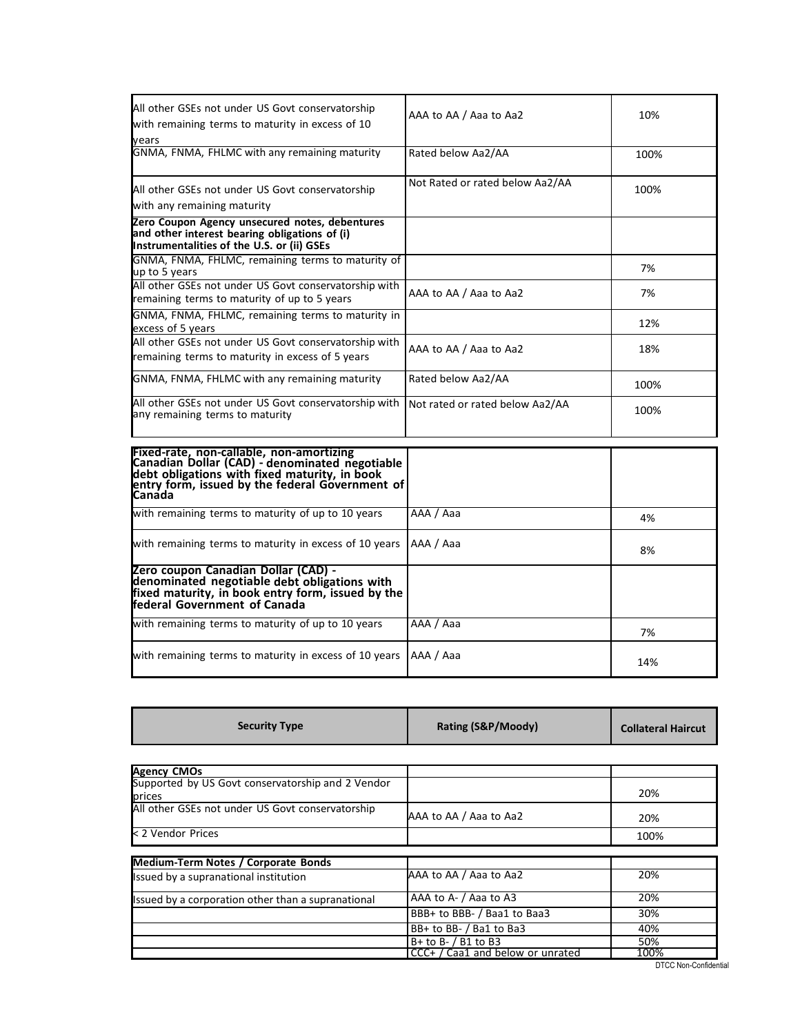| | | |
|---|---|---|
| All other GSEs not under US Govt conservatorship with remaining terms to maturity in excess of 10 years | AAA to AA / Aaa to Aa2 | 10% |
| GNMA, FNMA, FHLMC with any remaining maturity | Rated below Aa2/AA | 100% |
| All other GSEs not under US Govt conservatorship with any remaining maturity | Not Rated or rated below Aa2/AA | 100% |
| **Zero Coupon Agency unsecured notes, debentures and other interest bearing obligations of (i) Instrumentalities of the U.S. or (ii) GSEs** | | |
| GNMA, FNMA, FHLMC, remaining terms to maturity of up to 5 years | | 7% |
| All other GSEs not under US Govt conservatorship with remaining terms to maturity of up to 5 years | AAA to AA / Aaa to Aa2 | 7% |
| GNMA, FNMA, FHLMC, remaining terms to maturity in excess of 5 years | | 12% |
| All other GSEs not under US Govt conservatorship with remaining terms to maturity in excess of 5 years | AAA to AA / Aaa to Aa2 | 18% |
| GNMA, FNMA, FHLMC with any remaining maturity | Rated below Aa2/AA | 100% |
| All other GSEs not under US Govt conservatorship with any remaining terms to maturity | Not rated or rated below Aa2/AA | 100% |

| | | |
|---|---|---|
| **Fixed-rate, non-callable, non-amortizing Canadian Dollar (CAD) - denominated negotiable debt obligations with fixed maturity, in book entry form, issued by the federal Government of Canada** | | |
| with remaining terms to maturity of up to 10 years | AAA / Aaa | 4% |
| with remaining terms to maturity in excess of 10 years | AAA / Aaa | 8% |
| **Zero coupon Canadian Dollar (CAD) - denominated negotiable debt obligations with fixed maturity, in book entry form, issued by the federal Government of Canada** | | |
| with remaining terms to maturity of up to 10 years | AAA / Aaa | 7% |
| with remaining terms to maturity in excess of 10 years | AAA / Aaa | 14% |

| Security Type | Rating (S&P/Moody) | Collateral Haircut |
|---|---|---|
| **Agency CMOs** | | |
| Supported by US Govt conservatorship and 2 Vendor prices | | 20% |
| All other GSEs not under US Govt conservatorship | AAA to AA / Aaa to Aa2 | 20% |
| < 2 Vendor Prices | | 100% |
| **Medium-Term Notes / Corporate Bonds** | | |
| Issued by a supranational institution | AAA to AA / Aaa to Aa2 | 20% |
| Issued by a corporation other than a supranational | AAA to A- / Aaa to A3 | 20% |
| | BBB+ to BBB- / Baa1 to Baa3 | 30% |
| | BB+ to BB- / Ba1 to Ba3 | 40% |
| | B+ to B- / B1 to B3 | 50% |
| | CCC+ / Caa1 and below or unrated | 100% |

DTCC Non-Confidential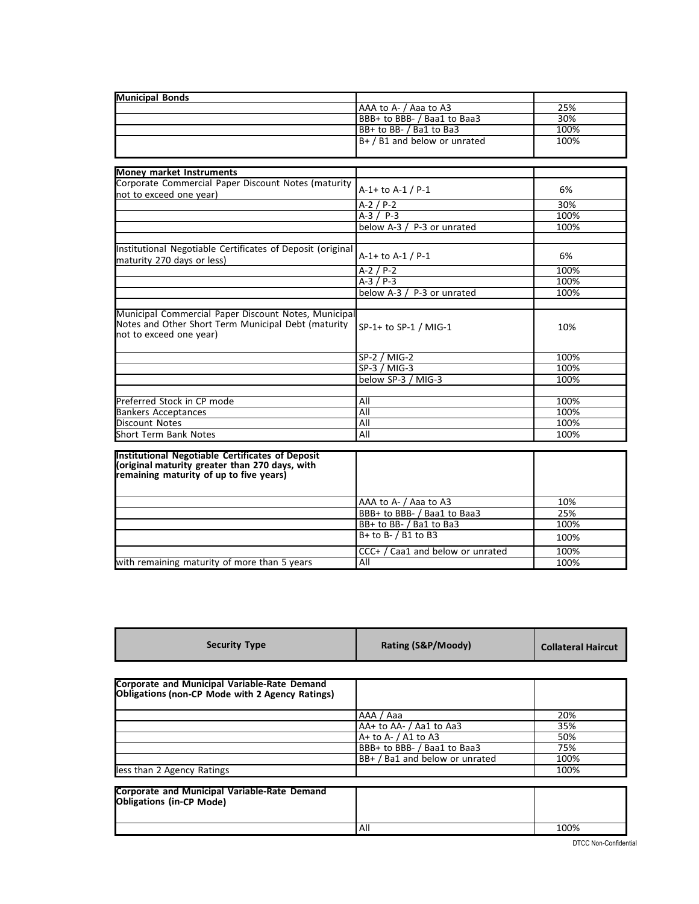| Municipal Bonds | | |
|---|---|---|
| | AAA to A- / Aaa to A3 | 25% |
| | BBB+ to BBB- / Baa1 to Baa3 | 30% |
| | BB+ to BB- / Ba1 to Ba3 | 100% |
| | B+ / B1 and below or unrated | 100% |

| Money market Instruments | | |
|---|---|---|
| Corporate Commercial Paper Discount Notes (maturity not to exceed one year) | A-1+ to A-1 / P-1 | 6% |
| | A-2 / P-2 | 30% |
| | A-3 / P-3 | 100% |
| | below A-3 / P-3 or unrated | 100% |
| | | |
| Institutional Negotiable Certificates of Deposit (original maturity 270 days or less) | A-1+ to A-1 / P-1 | 6% |
| | A-2 / P-2 | 100% |
| | A-3 / P-3 | 100% |
| | below A-3 / P-3 or unrated | 100% |
| | | |
| Municipal Commercial Paper Discount Notes, Municipal Notes and Other Short Term Municipal Debt (maturity not to exceed one year) | SP-1+ to SP-1 / MIG-1 | 10% |
| | SP-2 / MIG-2 | 100% |
| | SP-3 / MIG-3 | 100% |
| | below SP-3 / MIG-3 | 100% |
| | | |
| Preferred Stock in CP mode | All | 100% |
| Bankers Acceptances | All | 100% |
| Discount Notes | All | 100% |
| Short Term Bank Notes | All | 100% |

| Institutional Negotiable Certificates of Deposit (original maturity greater than 270 days, with remaining maturity of up to five years) | | |
|---|---|---|
| | AAA to A- / Aaa to A3 | 10% |
| | BBB+ to BBB- / Baa1 to Baa3 | 25% |
| | BB+ to BB- / Ba1 to Ba3 | 100% |
| | B+ to B- / B1 to B3 | 100% |
| | CCC+ / Caa1 and below or unrated | 100% |
| with remaining maturity of more than 5 years | All | 100% |

| Security Type | Rating (S&P/Moody) | Collateral Haircut |
|---|---|---|
| **Corporate and Municipal Variable-Rate Demand Obligations (non-CP Mode with 2 Agency Ratings)** | | |
| | AAA / Aaa | 20% |
| | AA+ to AA- / Aa1 to Aa3 | 35% |
| | A+ to A- / A1 to A3 | 50% |
| | BBB+ to BBB- / Baa1 to Baa3 | 75% |
| | BB+ / Ba1 and below or unrated | 100% |
| less than 2 Agency Ratings | | 100% |
| **Corporate and Municipal Variable-Rate Demand Obligations (in-CP Mode)** | | |
| | All | 100% |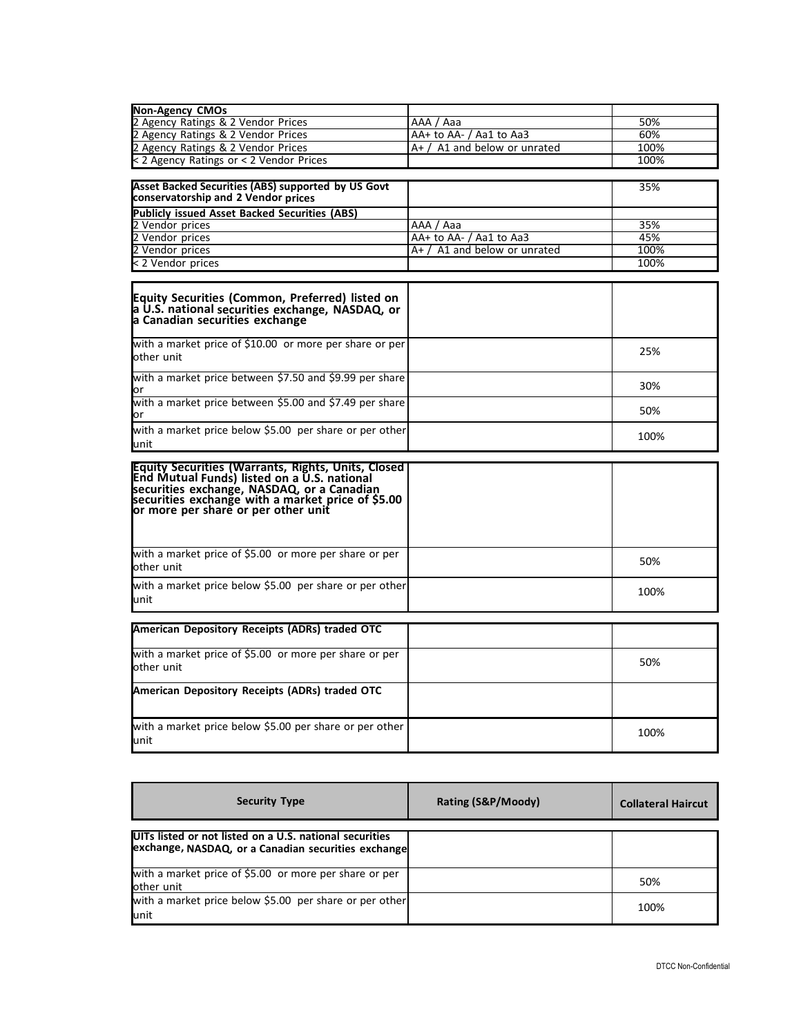| Non-Agency CMOs | | |
|---|---|---|
| 2 Agency Ratings & 2 Vendor Prices | AAA / Aaa | 50% |
| 2 Agency Ratings & 2 Vendor Prices | AA+ to AA- / Aa1 to Aa3 | 60% |
| 2 Agency Ratings & 2 Vendor Prices | A+ / A1 and below or unrated | 100% |
| < 2 Agency Ratings or < 2 Vendor Prices | | 100% |

| Asset Backed Securities (ABS) supported by US Govt conservatorship and 2 Vendor prices | | 35% |
|---|---|---|
| **Publicly issued Asset Backed Securities (ABS)** | | |
| 2 Vendor prices | AAA / Aaa | 35% |
| 2 Vendor prices | AA+ to AA- / Aa1 to Aa3 | 45% |
| 2 Vendor prices | A+ / A1 and below or unrated | 100% |
| < 2 Vendor prices | | 100% |

| Equity Securities (Common, Preferred) listed on a U.S. national securities exchange, NASDAQ, or a Canadian securities exchange | | |
|---|---|---|
| with a market price of $10.00 or more per share or per other unit | | 25% |
| with a market price between $7.50 and $9.99 per share or | | 30% |
| with a market price between $5.00 and $7.49 per share or | | 50% |
| with a market price below $5.00 per share or per other unit | | 100% |

| Equity Securities (Warrants, Rights, Units, Closed End Mutual Funds) listed on a U.S. national securities exchange, NASDAQ, or a Canadian securities exchange with a market price of $5.00 or more per share or per other unit | | |
|---|---|---|
| with a market price of $5.00 or more per share or per other unit | | 50% |
| with a market price below $5.00 per share or per other unit | | 100% |

| American Depository Receipts (ADRs) traded OTC | | |
|---|---|---|
| with a market price of $5.00 or more per share or per other unit | | 50% |
| **American Depository Receipts (ADRs) traded OTC** | | |
| with a market price below $5.00 per share or per other unit | | 100% |

| Security Type | Rating (S&P/Moody) | Collateral Haircut |
|---|---|---|
| **UITs listed or not listed on a U.S. national securities exchange, NASDAQ, or a Canadian securities exchange** | | |
| with a market price of $5.00 or more per share or per other unit | | 50% |
| with a market price below $5.00 per share or per other unit | | 100% |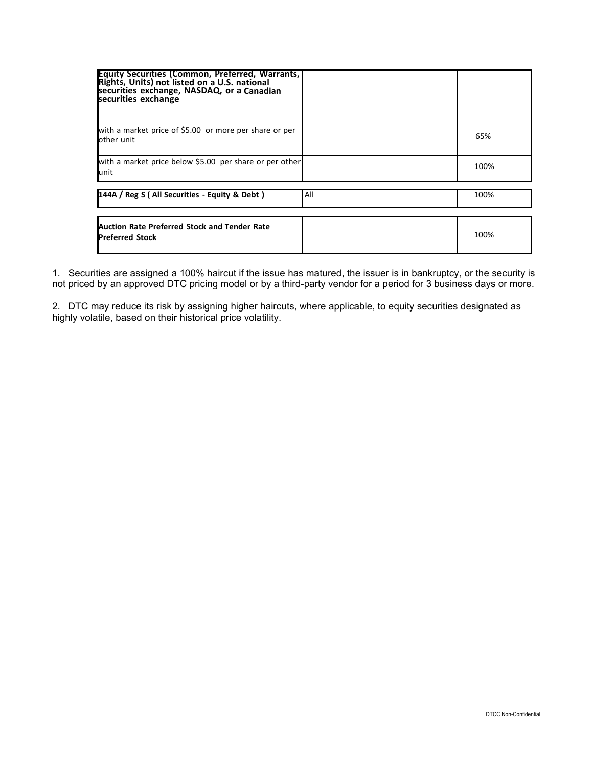| | | |
|---|---|---|
| **Equity Securities (Common, Preferred, Warrants, Rights, Units) not listed on a U.S. national securities exchange, NASDAQ, or a Canadian securities exchange** | | |
| with a market price of $5.00 or more per share or per other unit | | 65% |
| with a market price below $5.00 per share or per other unit | | 100% |
| **144A / Reg S ( All Securities - Equity & Debt )** | All | 100% |
| **Auction Rate Preferred Stock and Tender Rate Preferred Stock** | | 100% |

1. Securities are assigned a 100% haircut if the issue has matured, the issuer is in bankruptcy, or the security is not priced by an approved DTC pricing model or by a third-party vendor for a period for 3 business days or more.

2. DTC may reduce its risk by assigning higher haircuts, where applicable, to equity securities designated as highly volatile, based on their historical price volatility.